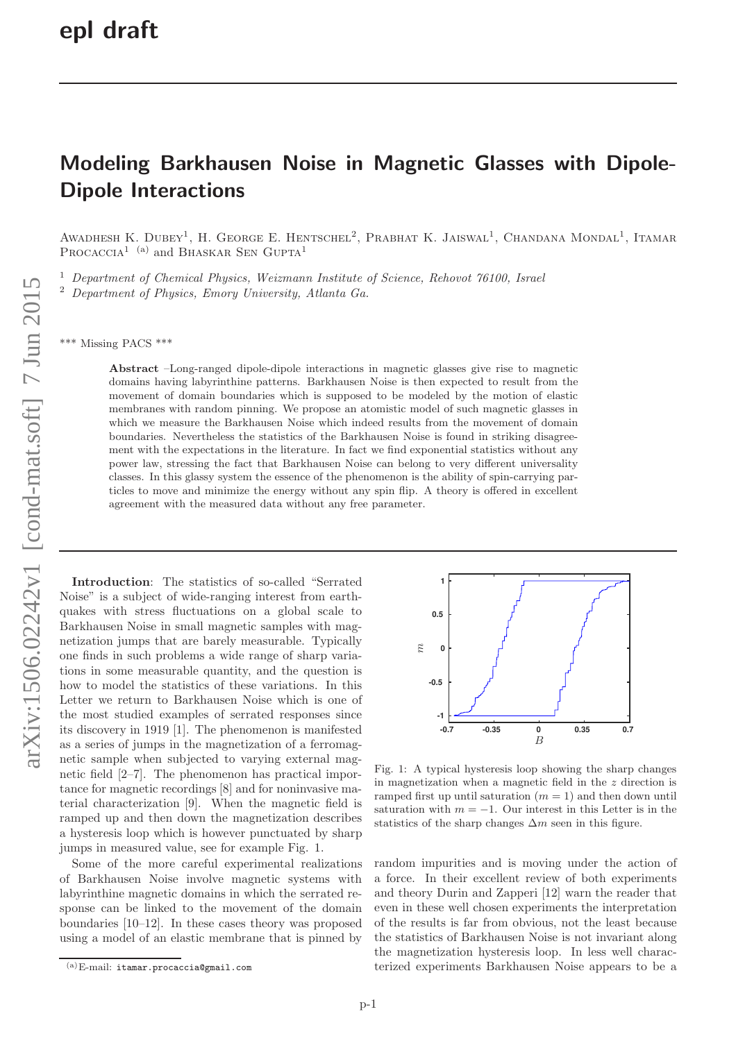epl draft

# Modeling Barkhausen Noise in Magnetic Glasses with Dipole-Dipole Interactions

Awadhesh K. Dubey[1], H. George E. Hentschel[2], Prabhat K. Jaiswal[1], Chandana Mondal[1], Itamar Procaccia[1] [(a)] and Bhaskar Sen Gupta[1]

[1] *Department of Chemical Physics, Weizmann Institute of Science, Rehovot 76100, Israel*
[2] *Department of Physics, Emory University, Atlanta Ga.*

\*\*\* Missing PACS \*\*\*

**Abstract** –Long-ranged dipole-dipole interactions in magnetic glasses give rise to magnetic domains having labyrinthine patterns. Barkhausen Noise is then expected to result from the movement of domain boundaries which is supposed to be modeled by the motion of elastic membranes with random pinning. We propose an atomistic model of such magnetic glasses in which we measure the Barkhausen Noise which indeed results from the movement of domain boundaries. Nevertheless the statistics of the Barkhausen Noise is found in striking disagreement with the expectations in the literature. In fact we find exponential statistics without any power law, stressing the fact that Barkhausen Noise can belong to very different universality classes. In this glassy system the essence of the phenomenon is the ability of spin-carrying particles to move and minimize the energy without any spin flip. A theory is offered in excellent agreement with the measured data without any free parameter.

**Introduction**: The statistics of so-called "Serrated Noise" is a subject of wide-ranging interest from earthquakes with stress fluctuations on a global scale to Barkhausen Noise in small magnetic samples with magnetization jumps that are barely measurable. Typically one finds in such problems a wide range of sharp variations in some measurable quantity, and the question is how to model the statistics of these variations. In this Letter we return to Barkhausen Noise which is one of the most studied examples of serrated responses since its discovery in 1919 [1]. The phenomenon is manifested as a series of jumps in the magnetization of a ferromagnetic sample when subjected to varying external magnetic field [2–7]. The phenomenon has practical importance for magnetic recordings [8] and for noninvasive material characterization [9]. When the magnetic field is ramped up and then down the magnetization describes a hysteresis loop which is however punctuated by sharp jumps in measured value, see for example Fig. 1.

Fig. 1: A typical hysteresis loop showing the sharp changes in magnetization when a magnetic field in the $z$ direction is ramped first up until saturation ($m = 1$) and then down until saturation with $m = -1$. Our interest in this Letter is in the statistics of the sharp changes $\Delta m$ seen in this figure.

Some of the more careful experimental realizations of Barkhausen Noise involve magnetic systems with labyrinthine magnetic domains in which the serrated response can be linked to the movement of the domain boundaries [10–12]. In these cases theory was proposed using a model of an elastic membrane that is pinned by random impurities and is moving under the action of a force. In their excellent review of both experiments and theory Durin and Zapperi [12] warn the reader that even in these well chosen experiments the interpretation of the results is far from obvious, not the least because the statistics of Barkhausen Noise is not invariant along the magnetization hysteresis loop. In less well characterized experiments Barkhausen Noise appears to be a

(a)E-mail: itamar.procaccia@gmail.com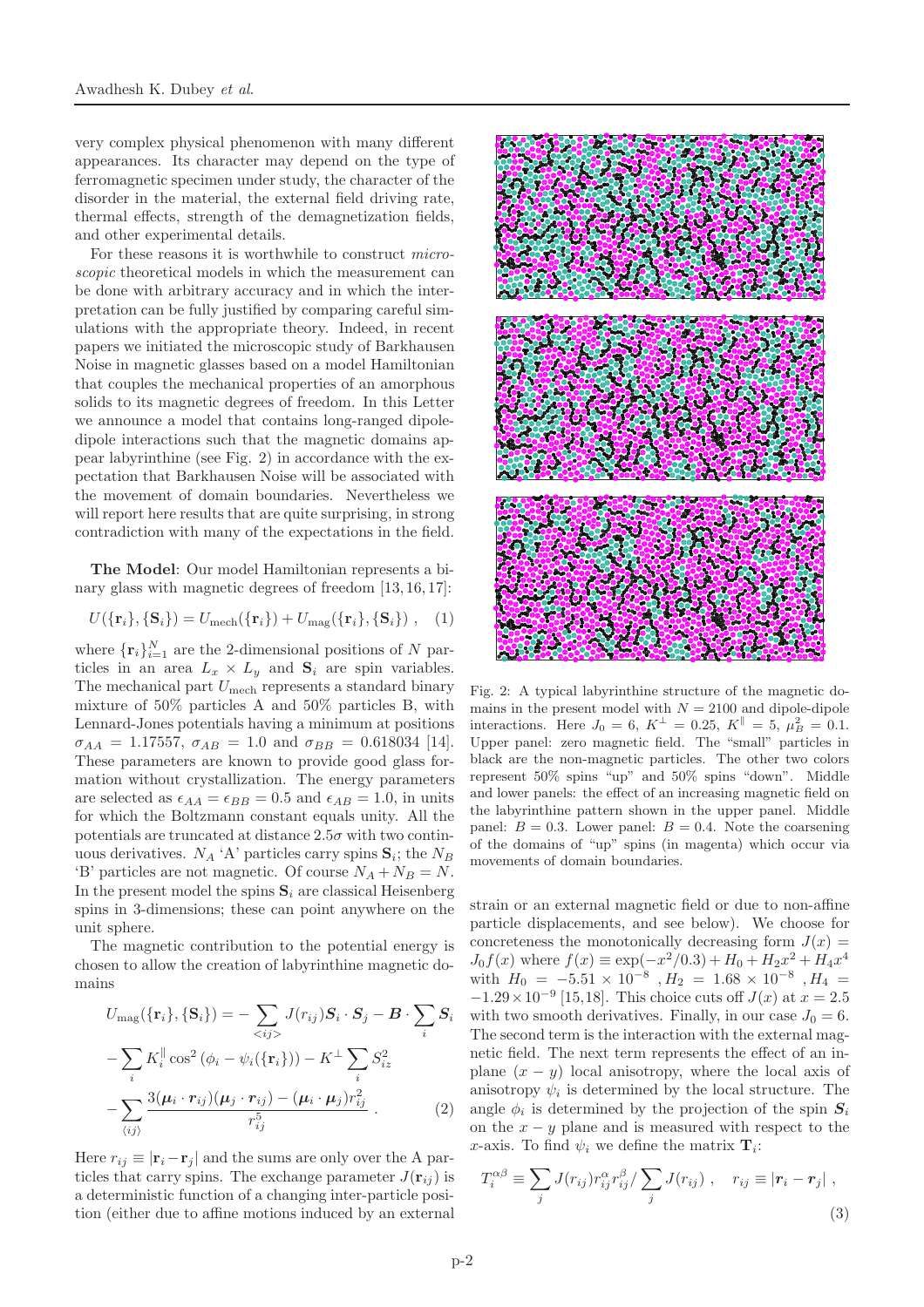very complex physical phenomenon with many different appearances. Its character may depend on the type of ferromagnetic specimen under study, the character of the disorder in the material, the external field driving rate, thermal effects, strength of the demagnetization fields, and other experimental details.

For these reasons it is worthwhile to construct *microscopic* theoretical models in which the measurement can be done with arbitrary accuracy and in which the interpretation can be fully justified by comparing careful simulations with the appropriate theory. Indeed, in recent papers we initiated the microscopic study of Barkhausen Noise in magnetic glasses based on a model Hamiltonian that couples the mechanical properties of an amorphous solids to its magnetic degrees of freedom. In this Letter we announce a model that contains long-ranged dipole-dipole interactions such that the magnetic domains appear labyrinthine (see Fig. 2) in accordance with the expectation that Barkhausen Noise will be associated with the movement of domain boundaries. Nevertheless we will report here results that are quite surprising, in strong contradiction with many of the expectations in the field.

**The Model**: Our model Hamiltonian represents a binary glass with magnetic degrees of freedom [13, 16, 17]:

$$U(\{\mathbf{r}_i\},\{\mathbf{S}_i\}) = U_{\rm mech}(\{\mathbf{r}_i\}) + U_{\rm mag}(\{\mathbf{r}_i\},\{\mathbf{S}_i\}) \ , \quad (1)$$

where $\{\mathbf{r}_i\}_{i=1}^N$ are the 2-dimensional positions of $N$ particles in an area $L_x \times L_y$ and $\mathbf{S}_i$ are spin variables. The mechanical part $U_{\rm mech}$ represents a standard binary mixture of 50% particles A and 50% particles B, with Lennard-Jones potentials having a minimum at positions $\sigma_{AA} = 1.17557$, $\sigma_{AB} = 1.0$ and $\sigma_{BB} = 0.618034$ [14]. These parameters are known to provide good glass formation without crystallization. The energy parameters are selected as $\epsilon_{AA} = \epsilon_{BB} = 0.5$ and $\epsilon_{AB} = 1.0$, in units for which the Boltzmann constant equals unity. All the potentials are truncated at distance $2.5\sigma$ with two continuous derivatives. $N_A$ 'A' particles carry spins $\mathbf{S}_i$; the $N_B$ 'B' particles are not magnetic. Of course $N_A + N_B = N$. In the present model the spins $\mathbf{S}_i$ are classical Heisenberg spins in 3-dimensions; these can point anywhere on the unit sphere.

The magnetic contribution to the potential energy is chosen to allow the creation of labyrinthine magnetic domains

$$\begin{aligned} U_{\rm mag}(\{\mathbf{r}_i\},\{\mathbf{S}_i\}) &= -\sum_{<ij>} J(r_{ij}) \boldsymbol{S}_i\cdot\boldsymbol{S}_j - \boldsymbol{B}\cdot\sum_i \boldsymbol{S}_i \\ &- \sum_i K_i^{\parallel}\cos^2\left(\phi_i - \psi_i(\{\mathbf{r}_i\})\right) - K^{\perp}\sum_i S_{iz}^2 \\ &- \sum_{\langle ij\rangle} \frac{3(\boldsymbol{\mu}_i\cdot\boldsymbol{r}_{ij})(\boldsymbol{\mu}_j\cdot\boldsymbol{r}_{ij}) - (\boldsymbol{\mu}_i\cdot\boldsymbol{\mu}_j) r_{ij}^2}{r_{ij}^5} \ . \end{aligned} \quad (2)$$

Here $r_{ij} \equiv |\mathbf{r}_i - \mathbf{r}_j|$ and the sums are only over the A particles that carry spins. The exchange parameter $J(\mathbf{r}_{ij})$ is a deterministic function of a changing inter-particle position (either due to affine motions induced by an external strain or an external magnetic field or due to non-affine particle displacements, and see below). We choose for concreteness the monotonically decreasing form $J(x) = J_0 f(x)$ where $f(x) \equiv \exp(-x^2/0.3) + H_0 + H_2 x^2 + H_4 x^4$ with $H_0 = -5.51 \times 10^{-8}$ , $H_2 = 1.68 \times 10^{-8}$ , $H_4 = -1.29 \times 10^{-9}$ [15,18]. This choice cuts off $J(x)$ at $x = 2.5$ with two smooth derivatives. Finally, in our case $J_0 = 6$. The second term is the interaction with the external magnetic field. The next term represents the effect of an in-plane $(x - y)$ local anisotropy, where the local axis of anisotropy $\psi_i$ is determined by the local structure. The angle $\phi_i$ is determined by the projection of the spin $\boldsymbol{S}_i$ on the $x - y$ plane and is measured with respect to the $x$-axis. To find $\psi_i$ we define the matrix $\mathbf{T}_i$:

$$T_i^{\alpha\beta} \equiv \sum_j J(r_{ij}) r_{ij}^{\alpha} r_{ij}^{\beta} / \sum_j J(r_{ij}) \ , \quad r_{ij} \equiv |\boldsymbol{r}_i - \boldsymbol{r}_j| \ , \quad (3)$$

Fig. 2: A typical labyrinthine structure of the magnetic domains in the present model with $N = 2100$ and dipole-dipole interactions. Here $J_0 = 6$, $K^{\perp} = 0.25$, $K^{\parallel} = 5$, $\mu_B^2 = 0.1$. Upper panel: zero magnetic field. The "small" particles in black are the non-magnetic particles. The other two colors represent 50% spins "up" and 50% spins "down". Middle and lower panels: the effect of an increasing magnetic field on the labyrinthine pattern shown in the upper panel. Middle panel: $B = 0.3$. Lower panel: $B = 0.4$. Note the coarsening of the domains of "up" spins (in magenta) which occur via movements of domain boundaries.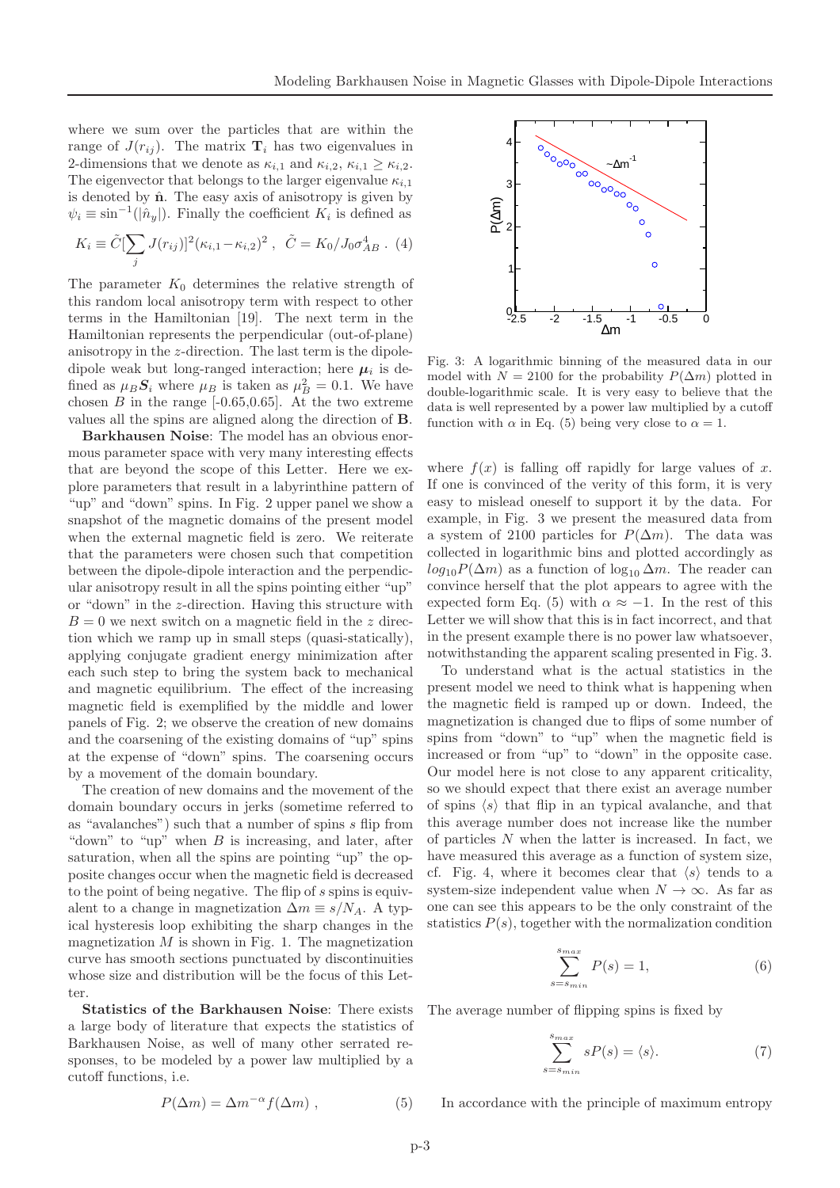where we sum over the particles that are within the range of $J(r_{ij})$. The matrix $\mathbf{T}_i$ has two eigenvalues in 2-dimensions that we denote as $\kappa_{i,1}$ and $\kappa_{i,2}$, $\kappa_{i,1} \geq \kappa_{i,2}$. The eigenvector that belongs to the larger eigenvalue $\kappa_{i,1}$ is denoted by $\hat{\mathbf{n}}$. The easy axis of anisotropy is given by $\psi_i \equiv \sin^{-1}(|\hat{n}_y|)$. Finally the coefficient $K_i$ is defined as

$$K_i \equiv \tilde{C}[\sum_j J(r_{ij})]^2(\kappa_{i,1} - \kappa_{i,2})^2 \ , \ \ \tilde{C} = K_0/J_0\sigma_{AB}^4 \ . \ (4)$$

The parameter $K_0$ determines the relative strength of this random local anisotropy term with respect to other terms in the Hamiltonian [19]. The next term in the Hamiltonian represents the perpendicular (out-of-plane) anisotropy in the $z$-direction. The last term is the dipole-dipole weak but long-ranged interaction; here $\boldsymbol{\mu}_i$ is defined as $\mu_B \boldsymbol{S}_i$ where $\mu_B$ is taken as $\mu_B^2 = 0.1$. We have chosen $B$ in the range [-0.65,0.65]. At the two extreme values all the spins are aligned along the direction of $\mathbf{B}$.

**Barkhausen Noise**: The model has an obvious enormous parameter space with very many interesting effects that are beyond the scope of this Letter. Here we explore parameters that result in a labyrinthine pattern of "up" and "down" spins. In Fig. 2 upper panel we show a snapshot of the magnetic domains of the present model when the external magnetic field is zero. We reiterate that the parameters were chosen such that competition between the dipole-dipole interaction and the perpendicular anisotropy result in all the spins pointing either "up" or "down" in the $z$-direction. Having this structure with $B = 0$ we next switch on a magnetic field in the $z$ direction which we ramp up in small steps (quasi-statically), applying conjugate gradient energy minimization after each such step to bring the system back to mechanical and magnetic equilibrium. The effect of the increasing magnetic field is exemplified by the middle and lower panels of Fig. 2; we observe the creation of new domains and the coarsening of the existing domains of "up" spins at the expense of "down" spins. The coarsening occurs by a movement of the domain boundary.

The creation of new domains and the movement of the domain boundary occurs in jerks (sometime referred to as "avalanches") such that a number of spins $s$ flip from "down" to "up" when $B$ is increasing, and later, after saturation, when all the spins are pointing "up" the opposite changes occur when the magnetic field is decreased to the point of being negative. The flip of $s$ spins is equivalent to a change in magnetization $\Delta m \equiv s/N_A$. A typical hysteresis loop exhibiting the sharp changes in the magnetization $M$ is shown in Fig. 1. The magnetization curve has smooth sections punctuated by discontinuities whose size and distribution will be the focus of this Letter.

**Statistics of the Barkhausen Noise**: There exists a large body of literature that expects the statistics of Barkhausen Noise, as well of many other serrated responses, to be modeled by a power law multiplied by a cutoff functions, i.e.

$$P(\Delta m) = \Delta m^{-\alpha} f(\Delta m) \ , \qquad (5)$$

Fig. 3: A logarithmic binning of the measured data in our model with $N = 2100$ for the probability $P(\Delta m)$ plotted in double-logarithmic scale. It is very easy to believe that the data is well represented by a power law multiplied by a cutoff function with $\alpha$ in Eq. (5) being very close to $\alpha = 1$.

where $f(x)$ is falling off rapidly for large values of $x$. If one is convinced of the verity of this form, it is very easy to mislead oneself to support it by the data. For example, in Fig. 3 we present the measured data from a system of 2100 particles for $P(\Delta m)$. The data was collected in logarithmic bins and plotted accordingly as $log_{10}P(\Delta m)$ as a function of $\log_{10} \Delta m$. The reader can convince herself that the plot appears to agree with the expected form Eq. (5) with $\alpha \approx -1$. In the rest of this Letter we will show that this is in fact incorrect, and that in the present example there is no power law whatsoever, notwithstanding the apparent scaling presented in Fig. 3.

To understand what is the actual statistics in the present model we need to think what is happening when the magnetic field is ramped up or down. Indeed, the magnetization is changed due to flips of some number of spins from "down" to "up" when the magnetic field is increased or from "up" to "down" in the opposite case. Our model here is not close to any apparent criticality, so we should expect that there exist an average number of spins $\langle s \rangle$ that flip in an typical avalanche, and that this average number does not increase like the number of particles $N$ when the latter is increased. In fact, we have measured this average as a function of system size, cf. Fig. 4, where it becomes clear that $\langle s \rangle$ tends to a system-size independent value when $N \to \infty$. As far as one can see this appears to be the only constraint of the statistics $P(s)$, together with the normalization condition

$$\sum_{s=s_{min}}^{s_{max}} P(s) = 1, \qquad (6)$$

The average number of flipping spins is fixed by

$$\sum_{s=s_{min}}^{s_{max}} sP(s) = \langle s \rangle. \qquad (7)$$

In accordance with the principle of maximum entropy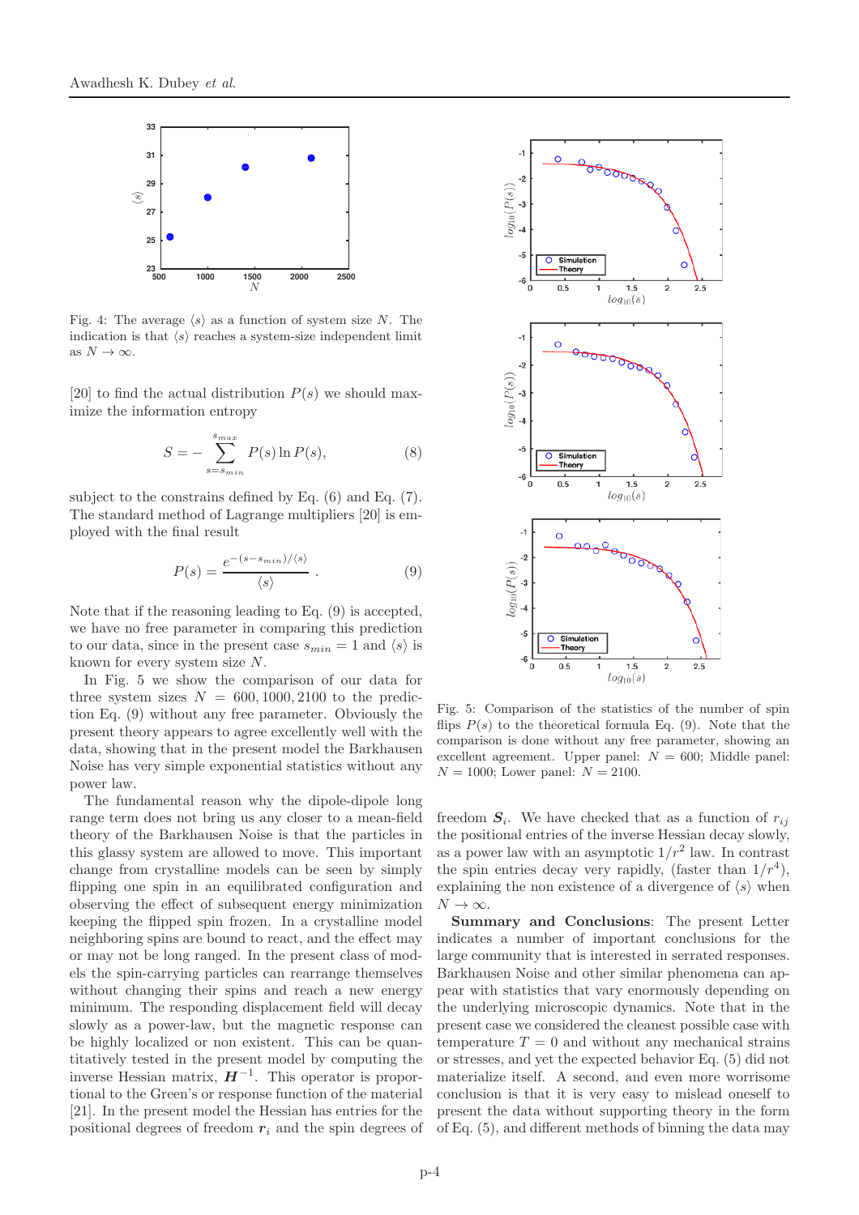Fig. 4: The average $\langle s \rangle$ as a function of system size $N$. The indication is that $\langle s \rangle$ reaches a system-size independent limit as $N \to \infty$.

[20] to find the actual distribution $P(s)$ we should maximize the information entropy

$$S = -\sum_{s=s_{min}}^{s_{max}} P(s) \ln P(s), \tag{8}$$

subject to the constrains defined by Eq. (6) and Eq. (7). The standard method of Lagrange multipliers [20] is employed with the final result

$$P(s) = \frac{e^{-(s-s_{min})/\langle s \rangle}}{\langle s \rangle} . \tag{9}$$

Note that if the reasoning leading to Eq. (9) is accepted, we have no free parameter in comparing this prediction to our data, since in the present case $s_{min} = 1$ and $\langle s \rangle$ is known for every system size $N$.

In Fig. 5 we show the comparison of our data for three system sizes $N = 600, 1000, 2100$ to the prediction Eq. (9) without any free parameter. Obviously the present theory appears to agree excellently well with the data, showing that in the present model the Barkhausen Noise has very simple exponential statistics without any power law.

The fundamental reason why the dipole-dipole long range term does not bring us any closer to a mean-field theory of the Barkhausen Noise is that the particles in this glassy system are allowed to move. This important change from crystalline models can be seen by simply flipping one spin in an equilibrated configuration and observing the effect of subsequent energy minimization keeping the flipped spin frozen. In a crystalline model neighboring spins are bound to react, and the effect may or may not be long ranged. In the present class of models the spin-carrying particles can rearrange themselves without changing their spins and reach a new energy minimum. The responding displacement field will decay slowly as a power-law, but the magnetic response can be highly localized or non existent. This can be quantitatively tested in the present model by computing the inverse Hessian matrix, $\boldsymbol{H}^{-1}$. This operator is proportional to the Green's or response function of the material [21]. In the present model the Hessian has entries for the positional degrees of freedom $\boldsymbol{r}_i$ and the spin degrees of freedom $\boldsymbol{S}_i$. We have checked that as a function of $r_{ij}$ the positional entries of the inverse Hessian decay slowly, as a power law with an asymptotic $1/r^2$ law. In contrast the spin entries decay very rapidly, (faster than $1/r^4$), explaining the non existence of a divergence of $\langle s \rangle$ when $N \to \infty$.

Fig. 5: Comparison of the statistics of the number of spin flips $P(s)$ to the theoretical formula Eq. (9). Note that the comparison is done without any free parameter, showing an excellent agreement. Upper panel: $N = 600$; Middle panel: $N = 1000$; Lower panel: $N = 2100$.

**Summary and Conclusions**: The present Letter indicates a number of important conclusions for the large community that is interested in serrated responses. Barkhausen Noise and other similar phenomena can appear with statistics that vary enormously depending on the underlying microscopic dynamics. Note that in the present case we considered the cleanest possible case with temperature $T = 0$ and without any mechanical strains or stresses, and yet the expected behavior Eq. (5) did not materialize itself. A second, and even more worrisome conclusion is that it is very easy to mislead oneself to present the data without supporting theory in the form of Eq. (5), and different methods of binning the data may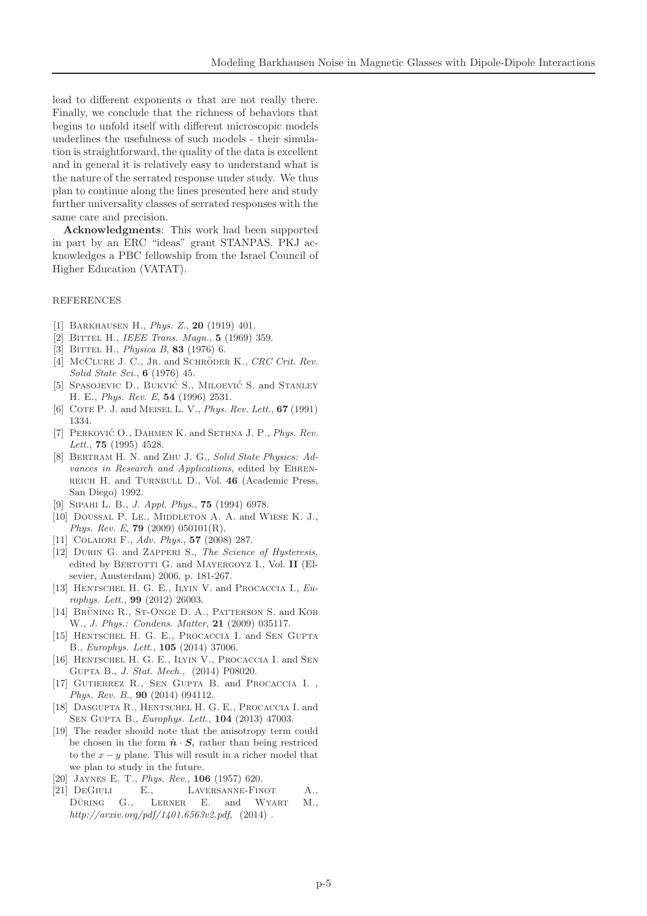lead to different exponents $\alpha$ that are not really there. Finally, we conclude that the richness of behaviors that begins to unfold itself with different microscopic models underlines the usefulness of such models - their simulation is straightforward, the quality of the data is excellent and in general it is relatively easy to understand what is the nature of the serrated response under study. We thus plan to continue along the lines presented here and study further universality classes of serrated responses with the same care and precision.

**Acknowledgments**: This work had been supported in part by an ERC "ideas" grant STANPAS. PKJ acknowledges a PBC fellowship from the Israel Council of Higher Education (VATAT).

## REFERENCES

[1] Barkhausen H., *Phys. Z.*, **20** (1919) 401.

[2] Bittel H., *IEEE Trans. Magn.*, **5** (1969) 359.

[3] Bittel H., *Physica B*, **83** (1976) 6.

[4] McClure J. C., Jr. and Schröder K., *CRC Crit. Rev. Solid State Sci.*, **6** (1976) 45.

[5] Spasojevic D., Bukvić S., Miloević S. and Stanley H. E., *Phys. Rev. E*, **54** (1996) 2531.

[6] Cote P. J. and Meisel L. V., *Phys. Rev. Lett.*, **67** (1991) 1334.

[7] Perković O., Dahmen K. and Sethna J. P., *Phys. Rev. Lett.*, **75** (1995) 4528.

[8] Bertram H. N. and Zhu J. G., *Solid State Physics: Advances in Research and Applications*, edited by Ehrenreich H. and Turnbull D., Vol. **46** (Academic Press, San Diego) 1992.

[9] Sipahi L. B., *J. Appl. Phys.*, **75** (1994) 6978.

[10] Doussal P. Le., Middleton A. A. and Wiese K. J., *Phys. Rev. E*, **79** (2009) 050101(R).

[11] Colaiori F., *Adv. Phys.*, **57** (2008) 287.

[12] Durin G. and Zapperi S., *The Science of Hysteresis*, edited by Bertotti G. and Mayergoyz I., Vol. **II** (Elsevier, Amsterdam) 2006, p. 181-267.

[13] Hentschel H. G. E., Ilyin V. and Procaccia I., *Europhys. Lett.*, **99** (2012) 26003.

[14] Brüning R., St-Onge D. A., Patterson S. and Kob W., *J. Phys.: Condens. Matter*, **21** (2009) 035117.

[15] Hentschel H. G. E., Procaccia I. and Sen Gupta B., *Europhys. Lett.*, **105** (2014) 37006.

[16] Hentschel H. G. E., Ilyin V., Procaccia I. and Sen Gupta B., *J. Stat. Mech.*, (2014) P08020.

[17] Gutierrez R., Sen Gupta B. and Procaccia I. , *Phys. Rev. B.*, **90** (2014) 094112.

[18] Dasgupta R., Hentschel H. G. E., Procaccia I. and Sen Gupta B., *Europhys. Lett.*, **104** (2013) 47003.

[19] The reader should note that the anisotropy term could be chosen in the form $\hat{\boldsymbol{n}} \cdot \boldsymbol{S}_i$ rather than being restriced to the $x - y$ plane. This will result in a richer model that we plan to study in the future.

[20] Jaynes E. T., *Phys. Rev.*, **106** (1957) 620.

[21] DeGiuli E., Laversanne-Finot A., Düring G., Lerner E. and Wyart M., *http://arxiv.org/pdf/1401.6563v2.pdf*, (2014) .